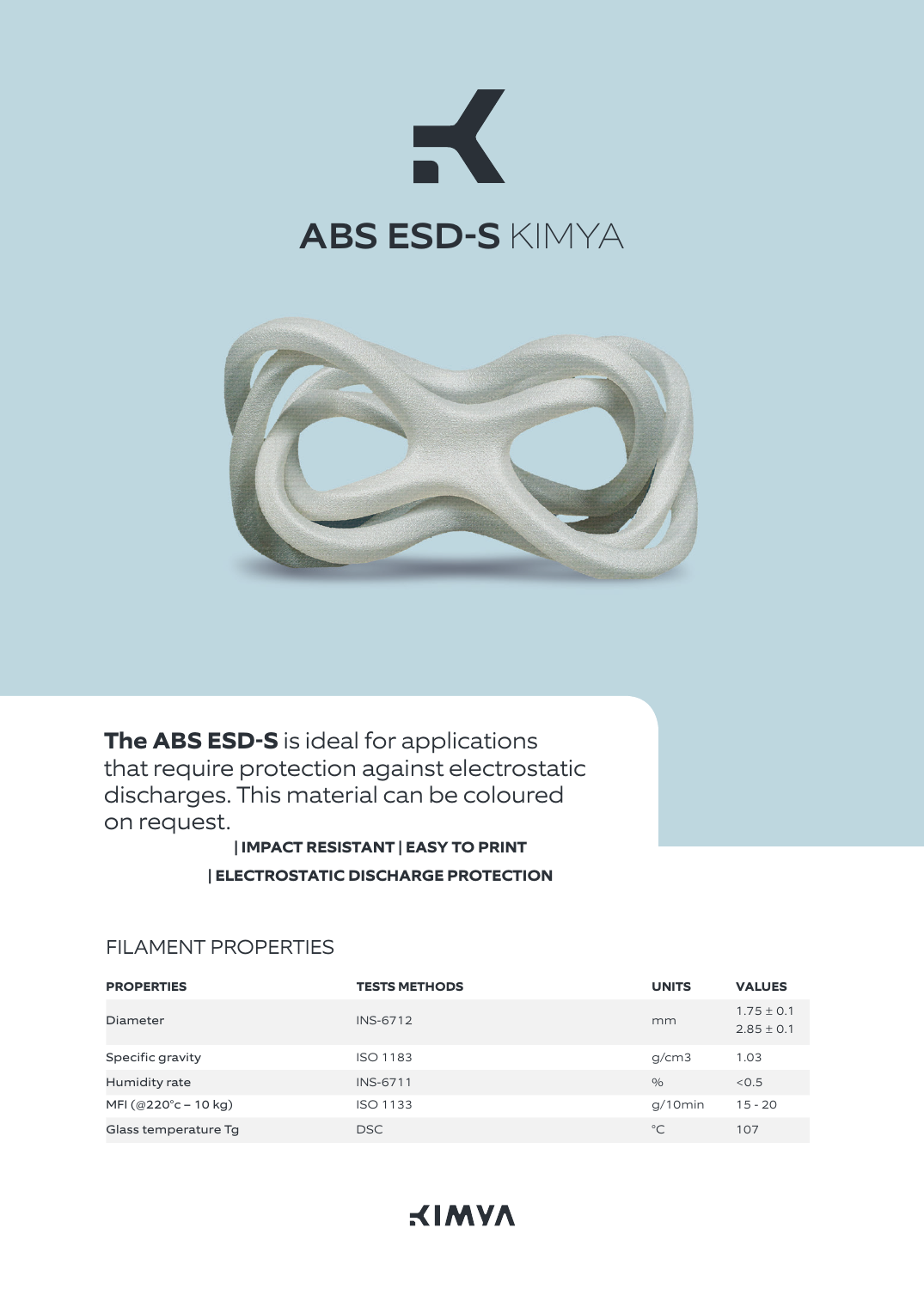# **ABS ESD-S** KIMYA

**The ABS ESD-S** is ideal for applications that require protection against electrostatic discharges. This material can be coloured on request.

**| IMPACT RESISTANT | EASY TO PRINT**

**| ELECTROSTATIC DISCHARGE PROTECTION**

## FILAMENT PROPERTIES

| PROPERTIES | TESTS METHODS | UNITS | VALUES |
| --- | --- | --- | --- |
| Diameter | INS-6712 | mm | 1.75 ± 0.1<br>2.85 ± 0.1 |
| Specific gravity | ISO 1183 | g/cm3 | 1.03 |
| Humidity rate | INS-6711 | % | <0.5 |
| MFI (@220°c – 10 kg) | ISO 1133 | g/10min | 15 - 20 |
| Glass temperature Tg | DSC | °C | 107 |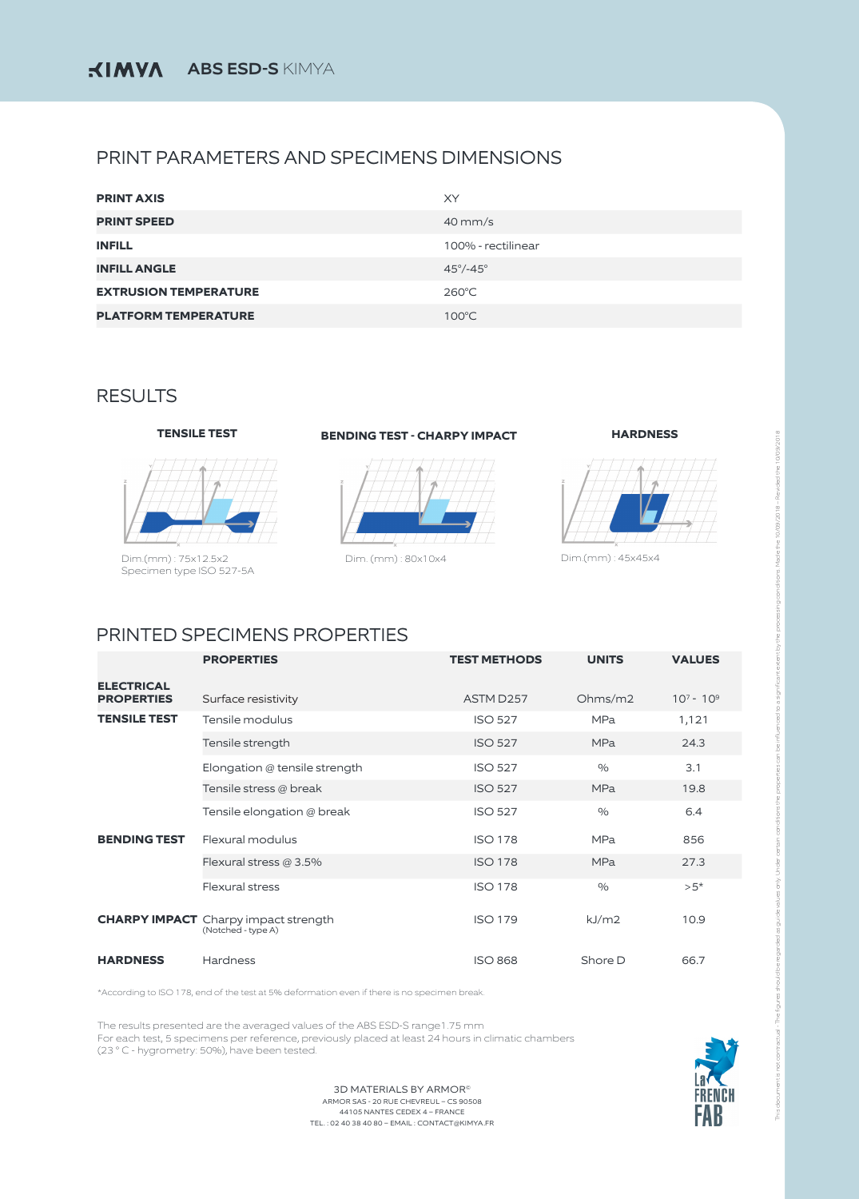# ABS ESD-S KIMYA

## PRINT PARAMETERS AND SPECIMENS DIMENSIONS

| | |
|---|---|
| **PRINT AXIS** | XY |
| **PRINT SPEED** | 40 mm/s |
| **INFILL** | 100% - rectilinear |
| **INFILL ANGLE** | 45°/-45° |
| **EXTRUSION TEMPERATURE** | 260°C |
| **PLATFORM TEMPERATURE** | 100°C |

## RESULTS

**TENSILE TEST**

Dim.(mm) : 75x12.5x2
Specimen type ISO 527-5A

**BENDING TEST - CHARPY IMPACT**

Dim. (mm) : 80x10x4

**HARDNESS**

Dim.(mm) : 45x45x4

## PRINTED SPECIMENS PROPERTIES

| | PROPERTIES | TEST METHODS | UNITS | VALUES |
|---|---|---|---|---|
| **ELECTRICAL PROPERTIES** | Surface resistivity | ASTM D257 | Ohms/m2 | $10^7$ - $10^9$ |
| **TENSILE TEST** | Tensile modulus | ISO 527 | MPa | 1,121 |
| | Tensile strength | ISO 527 | MPa | 24.3 |
| | Elongation @ tensile strength | ISO 527 | % | 3.1 |
| | Tensile stress @ break | ISO 527 | MPa | 19.8 |
| | Tensile elongation @ break | ISO 527 | % | 6.4 |
| **BENDING TEST** | Flexural modulus | ISO 178 | MPa | 856 |
| | Flexural stress @ 3.5% | ISO 178 | MPa | 27.3 |
| | Flexural stress | ISO 178 | % | >5* |
| **CHARPY IMPACT** | Charpy impact strength (Notched - type A) | ISO 179 | kJ/m2 | 10.9 |
| **HARDNESS** | Hardness | ISO 868 | Shore D | 66.7 |

*According to ISO 178, end of the test at 5% deformation even if there is no specimen break.

The results presented are the averaged values of the ABS ESD-S range1.75 mm
For each test, 5 specimens per reference, previously placed at least 24 hours in climatic chambers (23 ° C - hygrometry: 50%), have been tested.

3D MATERIALS BY ARMOR®
ARMOR SAS - 20 RUE CHEVREUL – CS 90508
44105 NANTES CEDEX 4 – FRANCE
TEL. : 02 40 38 40 80 – EMAIL : CONTACT@KIMYA.FR

This document is not contractual - The figures should be regarded as guide values only. Under certain conditions the properties can be influenced to a significant extent by the processing conditions. Made the 10/09/2018 - Revised the 10/09/2018